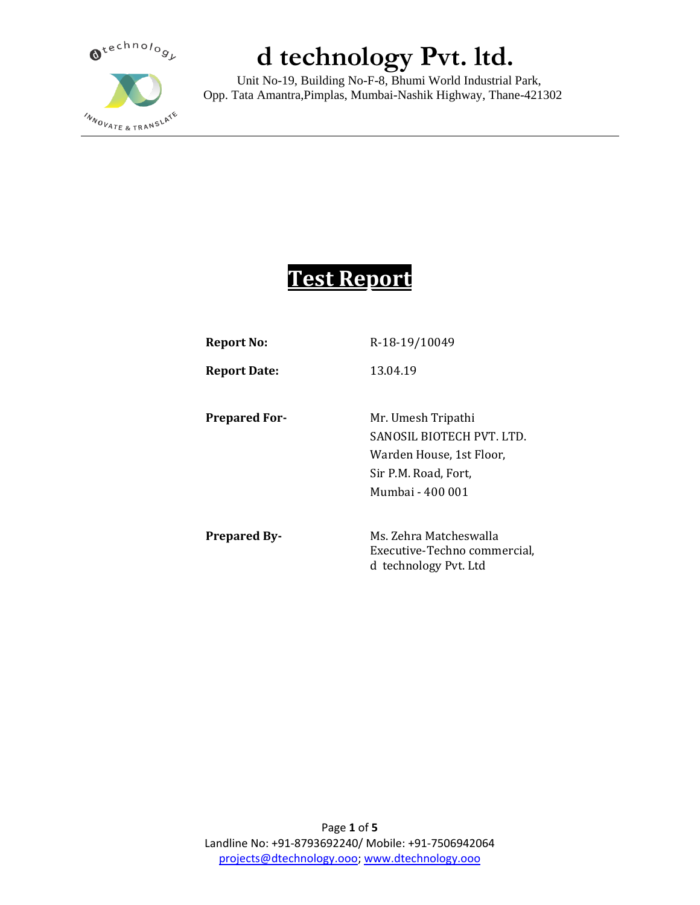# d technology Pvt. ltd.

Unit No-19, Building No-F-8, Bhumi World Industrial Park,
Opp. Tata Amantra,Pimplas, Mumbai-Nashik Highway, Thane-421302

## Test Report

| | |
|---|---|
| **Report No:** | R-18-19/10049 |
| **Report Date:** | 13.04.19 |
| **Prepared For-** | Mr. Umesh Tripathi<br>SANOSIL BIOTECH PVT. LTD.<br>Warden House, 1st Floor,<br>Sir P.M. Road, Fort,<br>Mumbai - 400 001 |
| **Prepared By-** | Ms. Zehra Matcheswalla<br>Executive-Techno commercial,<br>d technology Pvt. Ltd |

Landline No: +91-8793692240/ Mobile: +91-7506942064
projects@dtechnology.ooo; www.dtechnology.ooo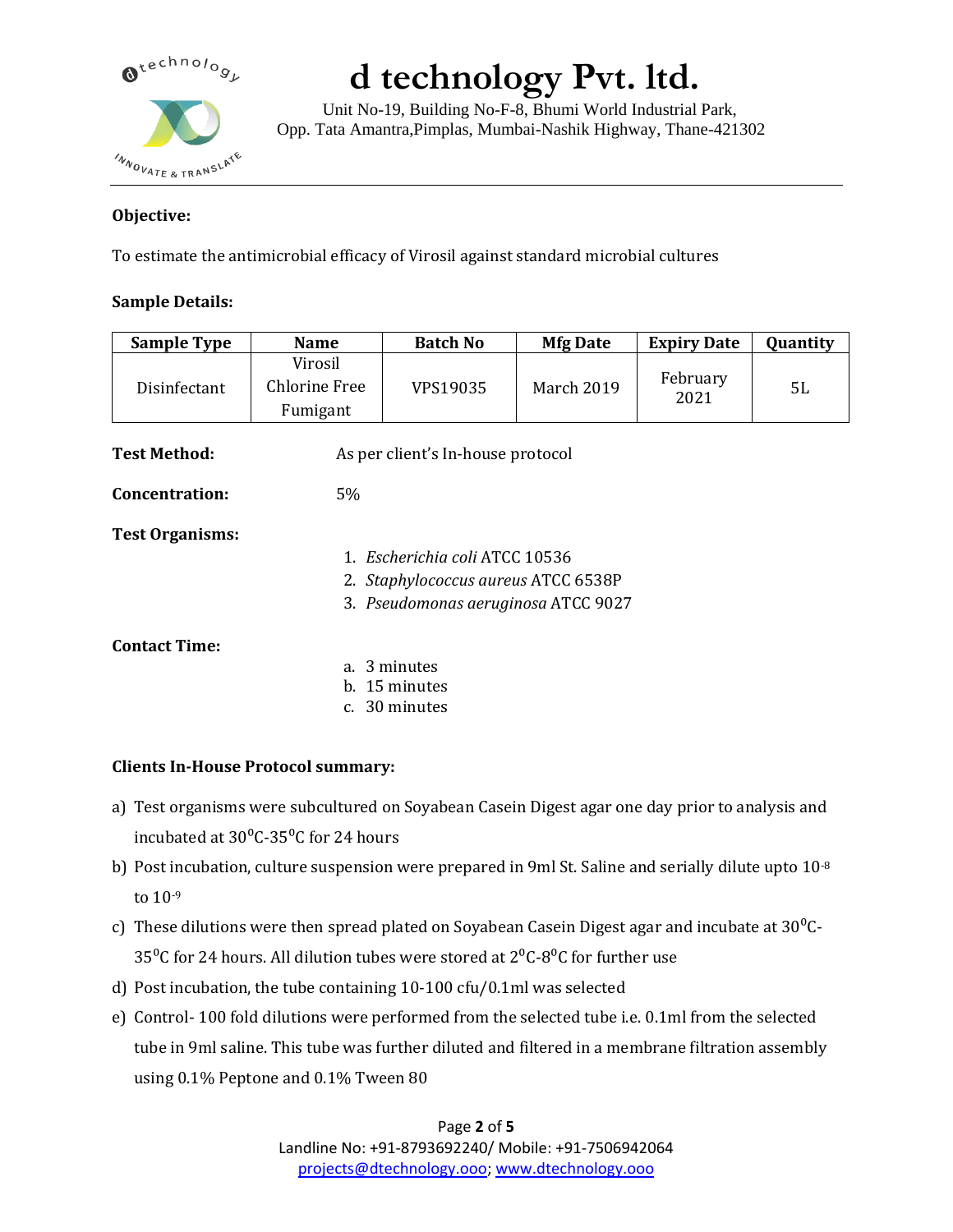# d technology Pvt. ltd.

Unit No-19, Building No-F-8, Bhumi World Industrial Park,
Opp. Tata Amantra,Pimplas, Mumbai-Nashik Highway, Thane-421302

**Objective:**

To estimate the antimicrobial efficacy of Virosil against standard microbial cultures

**Sample Details:**

| Sample Type | Name | Batch No | Mfg Date | Expiry Date | Quantity |
|---|---|---|---|---|---|
| Disinfectant | Virosil Chlorine Free Fumigant | VPS19035 | March 2019 | February 2021 | 5L |

**Test Method:** As per client's In-house protocol

**Concentration:** 5%

**Test Organisms:**

1. *Escherichia coli* ATCC 10536
2. *Staphylococcus aureus* ATCC 6538P
3. *Pseudomonas aeruginosa* ATCC 9027

**Contact Time:**

a. 3 minutes
b. 15 minutes
c. 30 minutes

**Clients In-House Protocol summary:**

a) Test organisms were subcultured on Soyabean Casein Digest agar one day prior to analysis and incubated at $30^0$C-$35^0$C for 24 hours
b) Post incubation, culture suspension were prepared in 9ml St. Saline and serially dilute upto $10^{-8}$ to $10^{-9}$
c) These dilutions were then spread plated on Soyabean Casein Digest agar and incubate at $30^0$C-$35^0$C for 24 hours. All dilution tubes were stored at $2^0$C-$8^0$C for further use
d) Post incubation, the tube containing 10-100 cfu/0.1ml was selected
e) Control- 100 fold dilutions were performed from the selected tube i.e. 0.1ml from the selected tube in 9ml saline. This tube was further diluted and filtered in a membrane filtration assembly using 0.1% Peptone and 0.1% Tween 80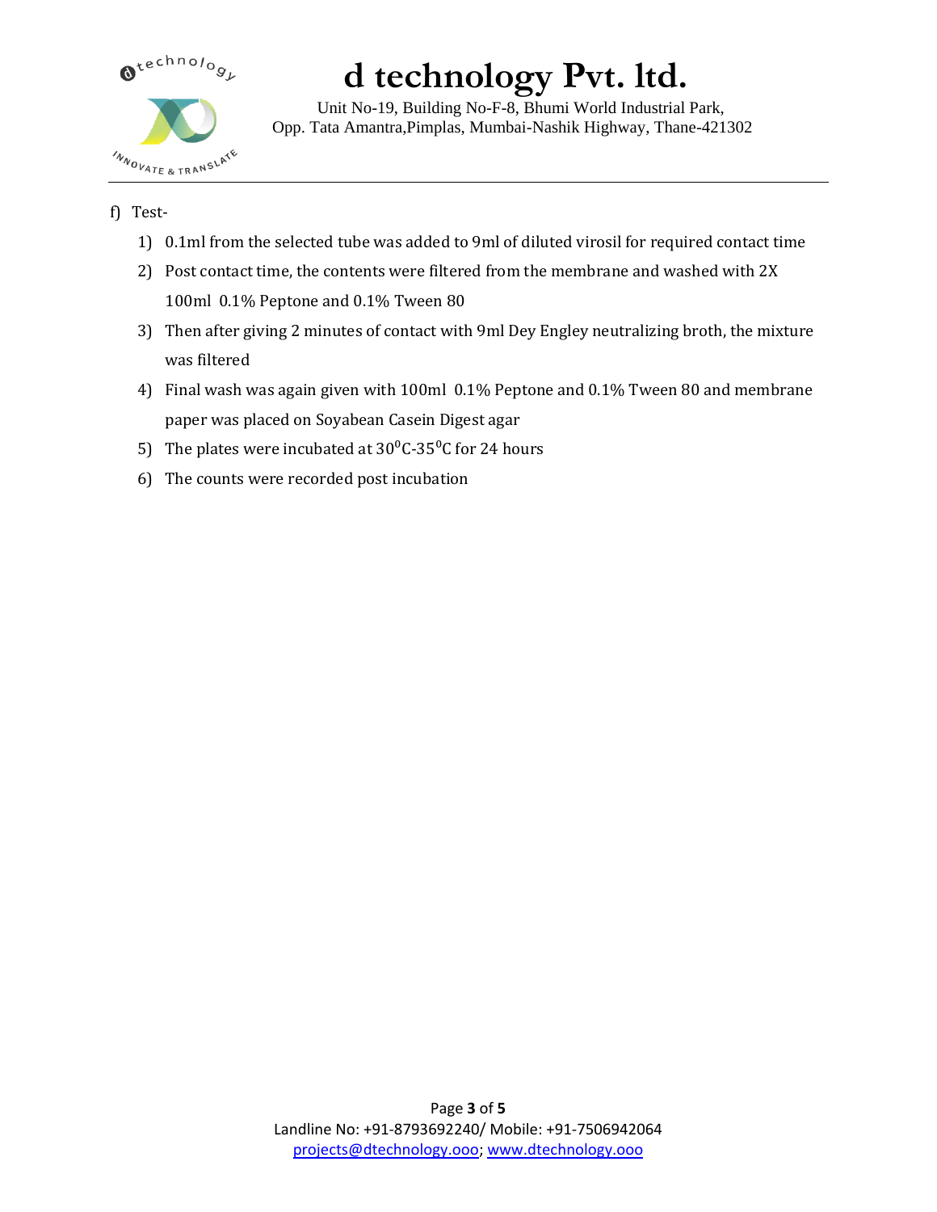f) Test-

1) 0.1ml from the selected tube was added to 9ml of diluted virosil for required contact time
2) Post contact time, the contents were filtered from the membrane and washed with 2X 100ml 0.1% Peptone and 0.1% Tween 80
3) Then after giving 2 minutes of contact with 9ml Dey Engley neutralizing broth, the mixture was filtered
4) Final wash was again given with 100ml 0.1% Peptone and 0.1% Tween 80 and membrane paper was placed on Soyabean Casein Digest agar
5) The plates were incubated at $30^0$C-$35^0$C for 24 hours
6) The counts were recorded post incubation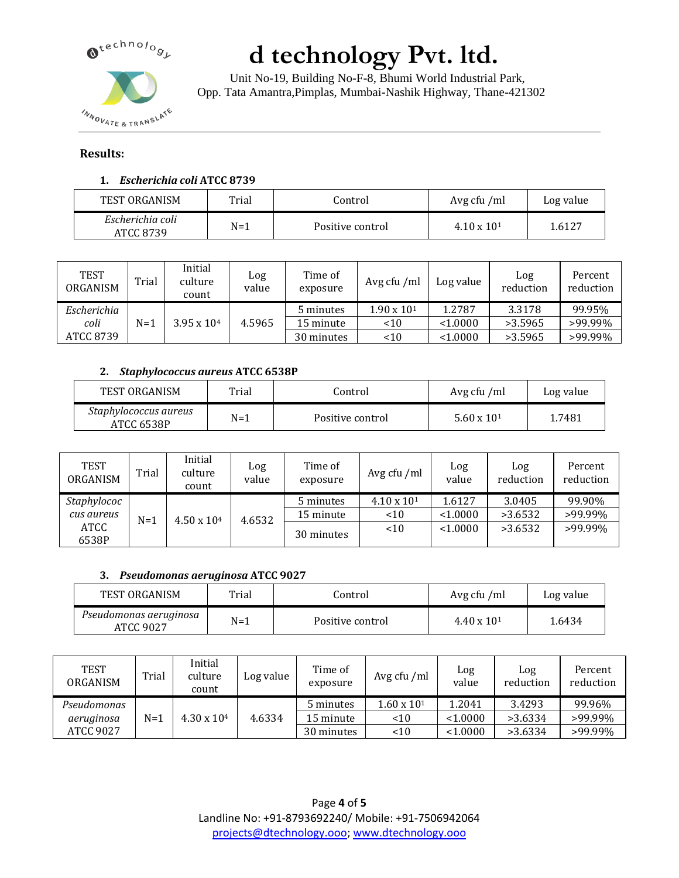**Results:**

1. ***Escherichia coli* ATCC 8739**

| TEST ORGANISM | Trial | Control | Avg cfu /ml | Log value |
|---|---|---|---|---|
| *Escherichia coli* ATCC 8739 | N=1 | Positive control | $4.10 \times 10^1$ | 1.6127 |

| TEST ORGANISM | Trial | Initial culture count | Log value | Time of exposure | Avg cfu /ml | Log value | Log reduction | Percent reduction |
|---|---|---|---|---|---|---|---|---|
| *Escherichia coli* ATCC 8739 | N=1 | $3.95 \times 10^4$ | 4.5965 | 5 minutes | $1.90 \times 10^1$ | 1.2787 | 3.3178 | 99.95% |
| | | | | 15 minute | <10 | <1.0000 | >3.5965 | >99.99% |
| | | | | 30 minutes | <10 | <1.0000 | >3.5965 | >99.99% |

2. ***Staphylococcus aureus* ATCC 6538P**

| TEST ORGANISM | Trial | Control | Avg cfu /ml | Log value |
|---|---|---|---|---|
| *Staphylococcus aureus* ATCC 6538P | N=1 | Positive control | $5.60 \times 10^1$ | 1.7481 |

| TEST ORGANISM | Trial | Initial culture count | Log value | Time of exposure | Avg cfu /ml | Log value | Log reduction | Percent reduction |
|---|---|---|---|---|---|---|---|---|
| *Staphylococcus aureus* ATCC 6538P | N=1 | $4.50 \times 10^4$ | 4.6532 | 5 minutes | $4.10 \times 10^1$ | 1.6127 | 3.0405 | 99.90% |
| | | | | 15 minute | <10 | <1.0000 | >3.6532 | >99.99% |
| | | | | 30 minutes | <10 | <1.0000 | >3.6532 | >99.99% |

3. ***Pseudomonas aeruginosa* ATCC 9027**

| TEST ORGANISM | Trial | Control | Avg cfu /ml | Log value |
|---|---|---|---|---|
| *Pseudomonas aeruginosa* ATCC 9027 | N=1 | Positive control | $4.40 \times 10^1$ | 1.6434 |

| TEST ORGANISM | Trial | Initial culture count | Log value | Time of exposure | Avg cfu /ml | Log value | Log reduction | Percent reduction |
|---|---|---|---|---|---|---|---|---|
| *Pseudomonas aeruginosa* ATCC 9027 | N=1 | $4.30 \times 10^4$ | 4.6334 | 5 minutes | $1.60 \times 10^1$ | 1.2041 | 3.4293 | 99.96% |
| | | | | 15 minute | <10 | <1.0000 | >3.6334 | >99.99% |
| | | | | 30 minutes | <10 | <1.0000 | >3.6334 | >99.99% |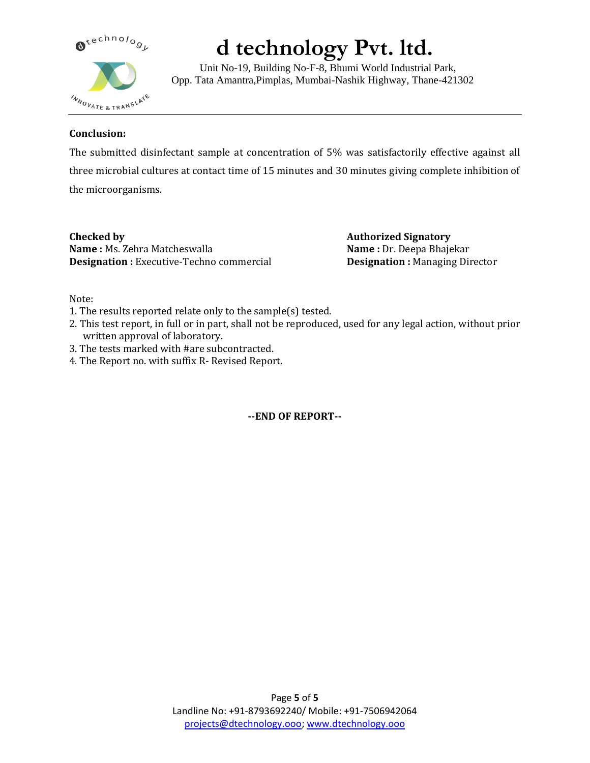**Conclusion:**

The submitted disinfectant sample at concentration of 5% was satisfactorily effective against all three microbial cultures at contact time of 15 minutes and 30 minutes giving complete inhibition of the microorganisms.

**Checked by**
**Name :** Ms. Zehra Matcheswalla
**Designation :** Executive-Techno commercial

**Authorized Signatory**
**Name :** Dr. Deepa Bhajekar
**Designation :** Managing Director

Note:

1. The results reported relate only to the sample(s) tested.
2. This test report, in full or in part, shall not be reproduced, used for any legal action, without prior written approval of laboratory.
3. The tests marked with #are subcontracted.
4. The Report no. with suffix R- Revised Report.

**--END OF REPORT--**